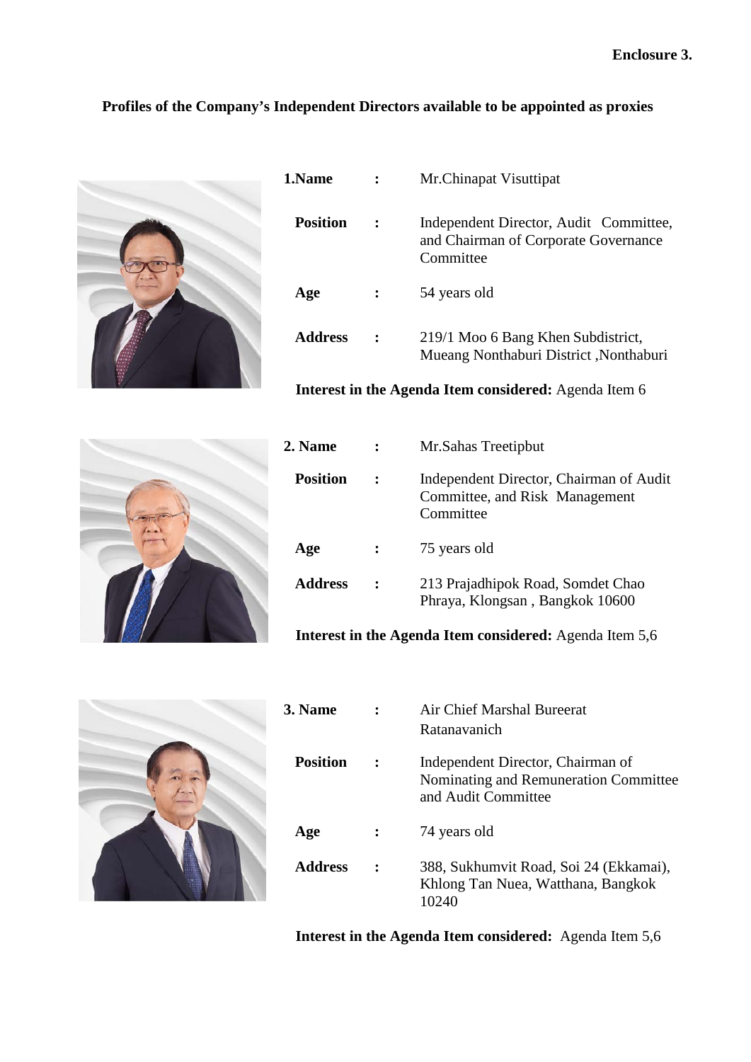**Enclosure 3.**

## Profiles of the Company's Independent Directors available to be appointed as proxies

| | | |
|---|---|---|
| **1.Name** | **:** | Mr.Chinapat Visuttipat |
| **Position** | **:** | Independent Director, Audit Committee, and Chairman of Corporate Governance Committee |
| **Age** | **:** | 54 years old |
| **Address** | **:** | 219/1 Moo 6 Bang Khen Subdistrict, Mueang Nonthaburi District ,Nonthaburi |

**Interest in the Agenda Item considered:** Agenda Item 6

| | | |
|---|---|---|
| **2. Name** | **:** | Mr.Sahas Treetipbut |
| **Position** | **:** | Independent Director, Chairman of Audit Committee, and Risk Management Committee |
| **Age** | **:** | 75 years old |
| **Address** | **:** | 213 Prajadhipok Road, Somdet Chao Phraya, Klongsan , Bangkok 10600 |

**Interest in the Agenda Item considered:** Agenda Item 5,6

| | | |
|---|---|---|
| **3. Name** | **:** | Air Chief Marshal Bureerat Ratanavanich |
| **Position** | **:** | Independent Director, Chairman of Nominating and Remuneration Committee and Audit Committee |
| **Age** | **:** | 74 years old |
| **Address** | **:** | 388, Sukhumvit Road, Soi 24 (Ekkamai), Khlong Tan Nuea, Watthana, Bangkok 10240 |

**Interest in the Agenda Item considered:** Agenda Item 5,6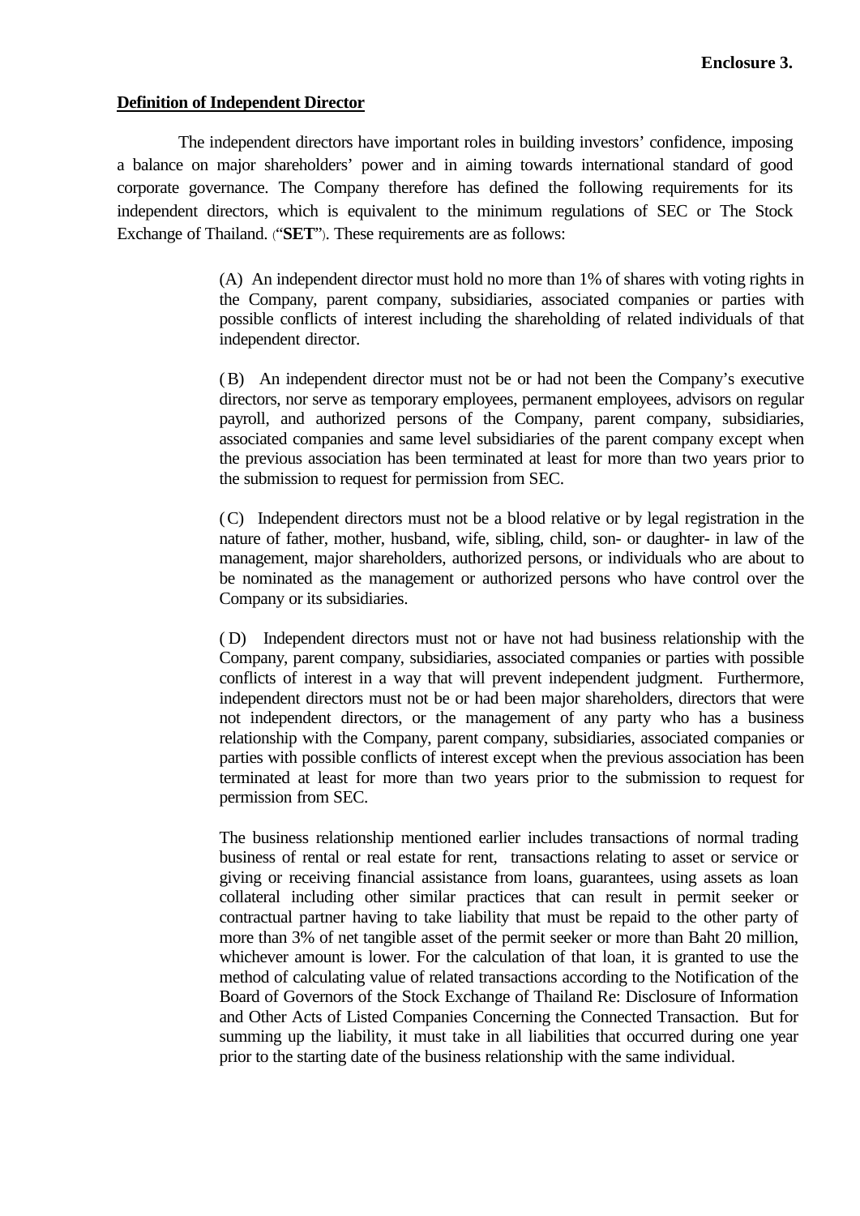**Enclosure 3.**

**Definition of Independent Director**

The independent directors have important roles in building investors' confidence, imposing a balance on major shareholders' power and in aiming towards international standard of good corporate governance. The Company therefore has defined the following requirements for its independent directors, which is equivalent to the minimum regulations of SEC or The Stock Exchange of Thailand. ("**SET**"). These requirements are as follows:

(A) An independent director must hold no more than 1% of shares with voting rights in the Company, parent company, subsidiaries, associated companies or parties with possible conflicts of interest including the shareholding of related individuals of that independent director.

(B) An independent director must not be or had not been the Company's executive directors, nor serve as temporary employees, permanent employees, advisors on regular payroll, and authorized persons of the Company, parent company, subsidiaries, associated companies and same level subsidiaries of the parent company except when the previous association has been terminated at least for more than two years prior to the submission to request for permission from SEC.

(C) Independent directors must not be a blood relative or by legal registration in the nature of father, mother, husband, wife, sibling, child, son- or daughter- in law of the management, major shareholders, authorized persons, or individuals who are about to be nominated as the management or authorized persons who have control over the Company or its subsidiaries.

(D) Independent directors must not or have not had business relationship with the Company, parent company, subsidiaries, associated companies or parties with possible conflicts of interest in a way that will prevent independent judgment. Furthermore, independent directors must not be or had been major shareholders, directors that were not independent directors, or the management of any party who has a business relationship with the Company, parent company, subsidiaries, associated companies or parties with possible conflicts of interest except when the previous association has been terminated at least for more than two years prior to the submission to request for permission from SEC.

The business relationship mentioned earlier includes transactions of normal trading business of rental or real estate for rent, transactions relating to asset or service or giving or receiving financial assistance from loans, guarantees, using assets as loan collateral including other similar practices that can result in permit seeker or contractual partner having to take liability that must be repaid to the other party of more than 3% of net tangible asset of the permit seeker or more than Baht 20 million, whichever amount is lower. For the calculation of that loan, it is granted to use the method of calculating value of related transactions according to the Notification of the Board of Governors of the Stock Exchange of Thailand Re: Disclosure of Information and Other Acts of Listed Companies Concerning the Connected Transaction. But for summing up the liability, it must take in all liabilities that occurred during one year prior to the starting date of the business relationship with the same individual.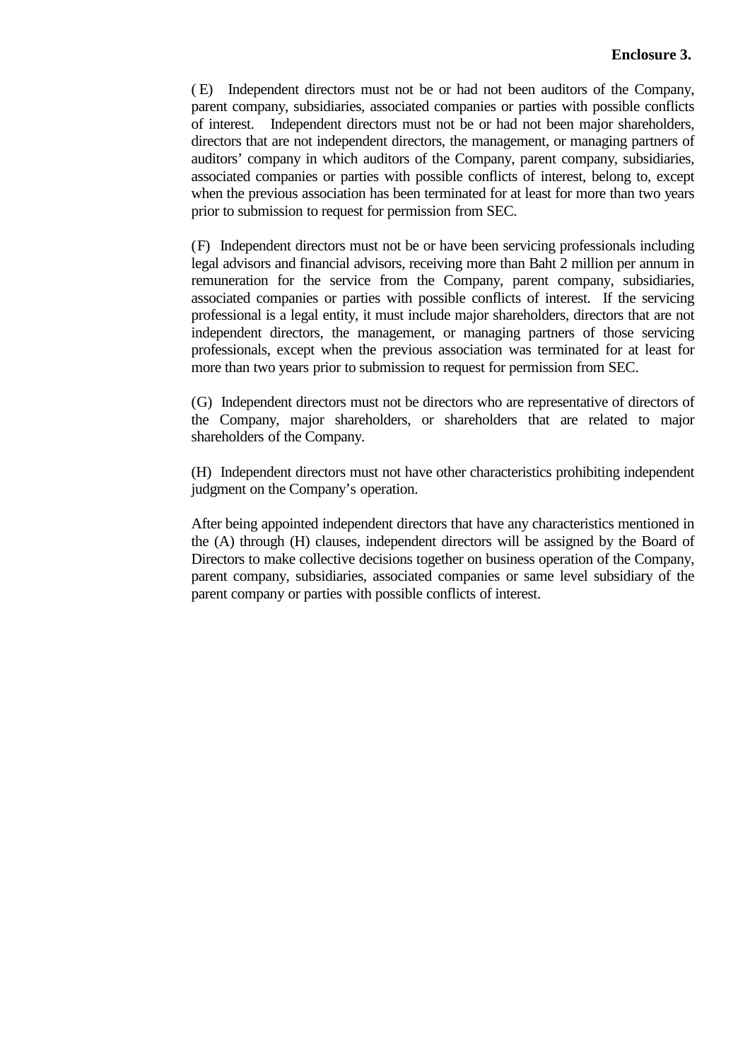**Enclosure 3.**

( E) Independent directors must not be or had not been auditors of the Company, parent company, subsidiaries, associated companies or parties with possible conflicts of interest. Independent directors must not be or had not been major shareholders, directors that are not independent directors, the management, or managing partners of auditors' company in which auditors of the Company, parent company, subsidiaries, associated companies or parties with possible conflicts of interest, belong to, except when the previous association has been terminated for at least for more than two years prior to submission to request for permission from SEC.

(F) Independent directors must not be or have been servicing professionals including legal advisors and financial advisors, receiving more than Baht 2 million per annum in remuneration for the service from the Company, parent company, subsidiaries, associated companies or parties with possible conflicts of interest. If the servicing professional is a legal entity, it must include major shareholders, directors that are not independent directors, the management, or managing partners of those servicing professionals, except when the previous association was terminated for at least for more than two years prior to submission to request for permission from SEC.

(G) Independent directors must not be directors who are representative of directors of the Company, major shareholders, or shareholders that are related to major shareholders of the Company.

(H) Independent directors must not have other characteristics prohibiting independent judgment on the Company's operation.

After being appointed independent directors that have any characteristics mentioned in the (A) through (H) clauses, independent directors will be assigned by the Board of Directors to make collective decisions together on business operation of the Company, parent company, subsidiaries, associated companies or same level subsidiary of the parent company or parties with possible conflicts of interest.